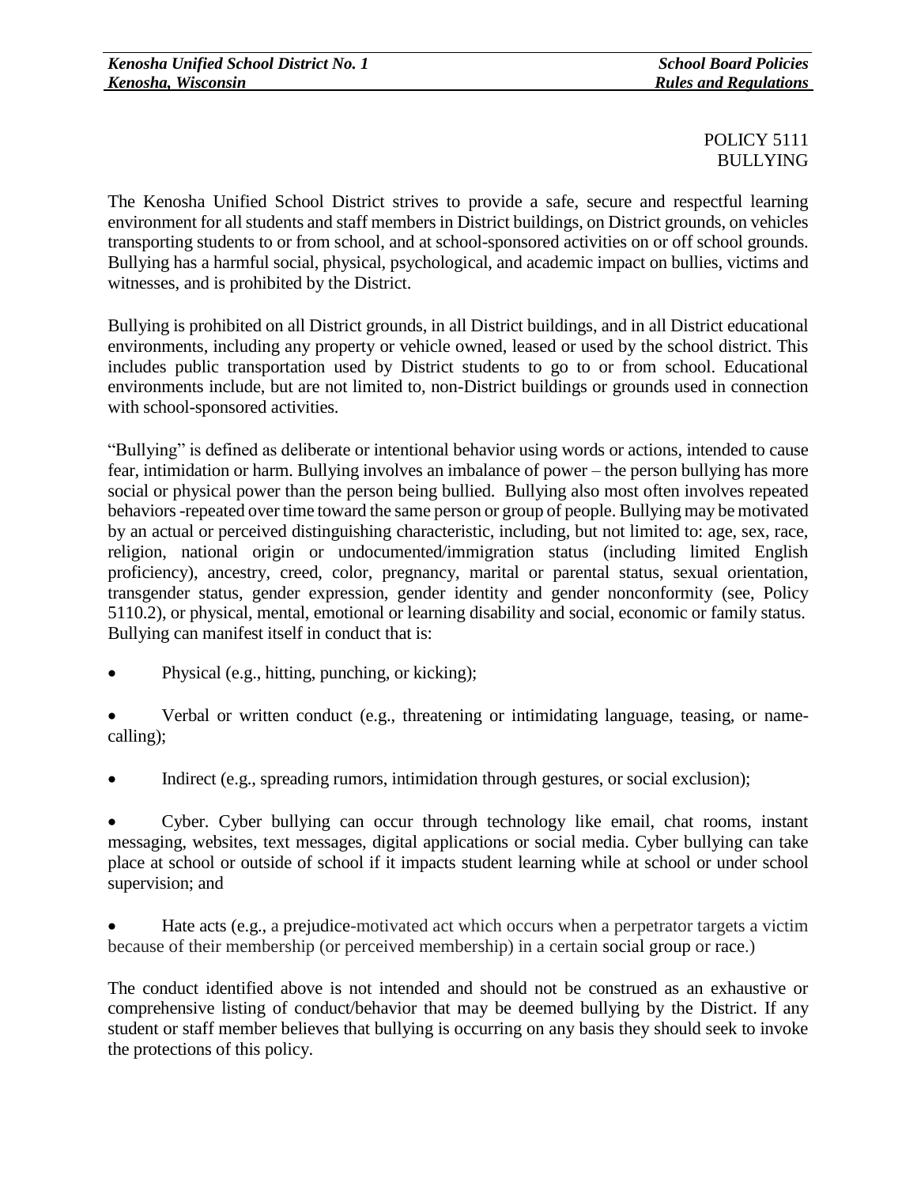POLICY 5111
BULLYING

The Kenosha Unified School District strives to provide a safe, secure and respectful learning environment for all students and staff members in District buildings, on District grounds, on vehicles transporting students to or from school, and at school-sponsored activities on or off school grounds. Bullying has a harmful social, physical, psychological, and academic impact on bullies, victims and witnesses, and is prohibited by the District.

Bullying is prohibited on all District grounds, in all District buildings, and in all District educational environments, including any property or vehicle owned, leased or used by the school district. This includes public transportation used by District students to go to or from school. Educational environments include, but are not limited to, non-District buildings or grounds used in connection with school-sponsored activities.

"Bullying" is defined as deliberate or intentional behavior using words or actions, intended to cause fear, intimidation or harm. Bullying involves an imbalance of power – the person bullying has more social or physical power than the person being bullied. Bullying also most often involves repeated behaviors -repeated over time toward the same person or group of people. Bullying may be motivated by an actual or perceived distinguishing characteristic, including, but not limited to: age, sex, race, religion, national origin or undocumented/immigration status (including limited English proficiency), ancestry, creed, color, pregnancy, marital or parental status, sexual orientation, transgender status, gender expression, gender identity and gender nonconformity (see, Policy 5110.2), or physical, mental, emotional or learning disability and social, economic or family status. Bullying can manifest itself in conduct that is:

- Physical (e.g., hitting, punching, or kicking);
- Verbal or written conduct (e.g., threatening or intimidating language, teasing, or name-calling);
- Indirect (e.g., spreading rumors, intimidation through gestures, or social exclusion);
- Cyber. Cyber bullying can occur through technology like email, chat rooms, instant messaging, websites, text messages, digital applications or social media. Cyber bullying can take place at school or outside of school if it impacts student learning while at school or under school supervision; and
- Hate acts (e.g., a prejudice-motivated act which occurs when a perpetrator targets a victim because of their membership (or perceived membership) in a certain social group or race.)

The conduct identified above is not intended and should not be construed as an exhaustive or comprehensive listing of conduct/behavior that may be deemed bullying by the District. If any student or staff member believes that bullying is occurring on any basis they should seek to invoke the protections of this policy.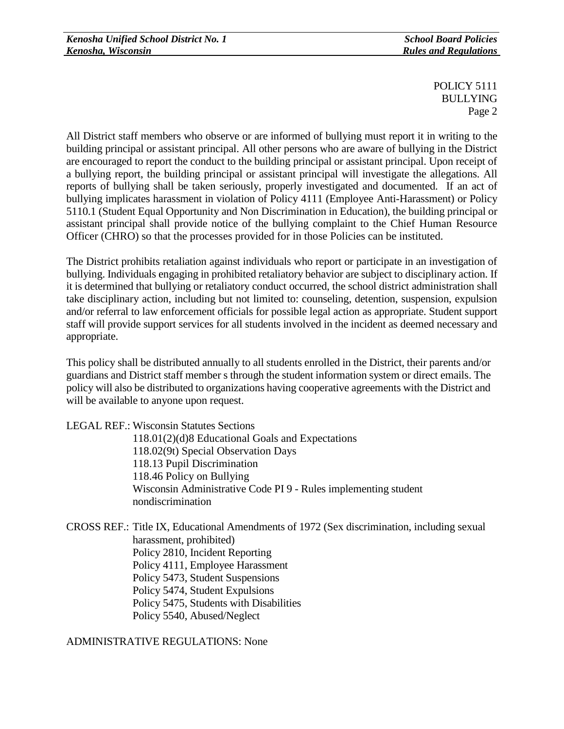All District staff members who observe or are informed of bullying must report it in writing to the building principal or assistant principal. All other persons who are aware of bullying in the District are encouraged to report the conduct to the building principal or assistant principal. Upon receipt of a bullying report, the building principal or assistant principal will investigate the allegations. All reports of bullying shall be taken seriously, properly investigated and documented. If an act of bullying implicates harassment in violation of Policy 4111 (Employee Anti-Harassment) or Policy 5110.1 (Student Equal Opportunity and Non Discrimination in Education), the building principal or assistant principal shall provide notice of the bullying complaint to the Chief Human Resource Officer (CHRO) so that the processes provided for in those Policies can be instituted.

The District prohibits retaliation against individuals who report or participate in an investigation of bullying. Individuals engaging in prohibited retaliatory behavior are subject to disciplinary action. If it is determined that bullying or retaliatory conduct occurred, the school district administration shall take disciplinary action, including but not limited to: counseling, detention, suspension, expulsion and/or referral to law enforcement officials for possible legal action as appropriate. Student support staff will provide support services for all students involved in the incident as deemed necessary and appropriate.

This policy shall be distributed annually to all students enrolled in the District, their parents and/or guardians and District staff member s through the student information system or direct emails. The policy will also be distributed to organizations having cooperative agreements with the District and will be available to anyone upon request.

LEGAL REF.: Wisconsin Statutes Sections
118.01(2)(d)8 Educational Goals and Expectations
118.02(9t) Special Observation Days
118.13 Pupil Discrimination
118.46 Policy on Bullying
Wisconsin Administrative Code PI 9 - Rules implementing student nondiscrimination

CROSS REF.: Title IX, Educational Amendments of 1972 (Sex discrimination, including sexual harassment, prohibited)
Policy 2810, Incident Reporting
Policy 4111, Employee Harassment
Policy 5473, Student Suspensions
Policy 5474, Student Expulsions
Policy 5475, Students with Disabilities
Policy 5540, Abused/Neglect

ADMINISTRATIVE REGULATIONS: None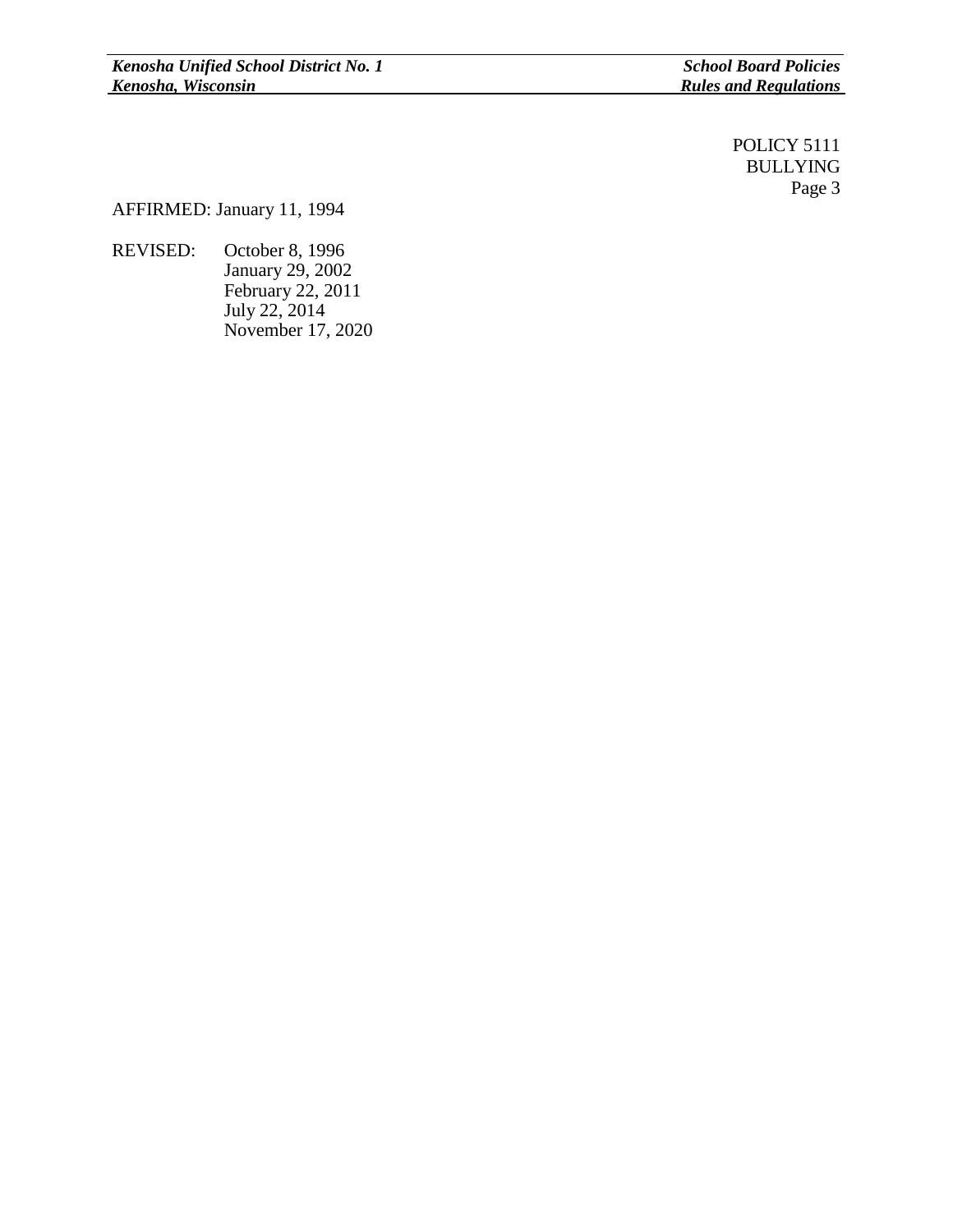AFFIRMED: January 11, 1994

REVISED: October 8, 1996
January 29, 2002
February 22, 2011
July 22, 2014
November 17, 2020